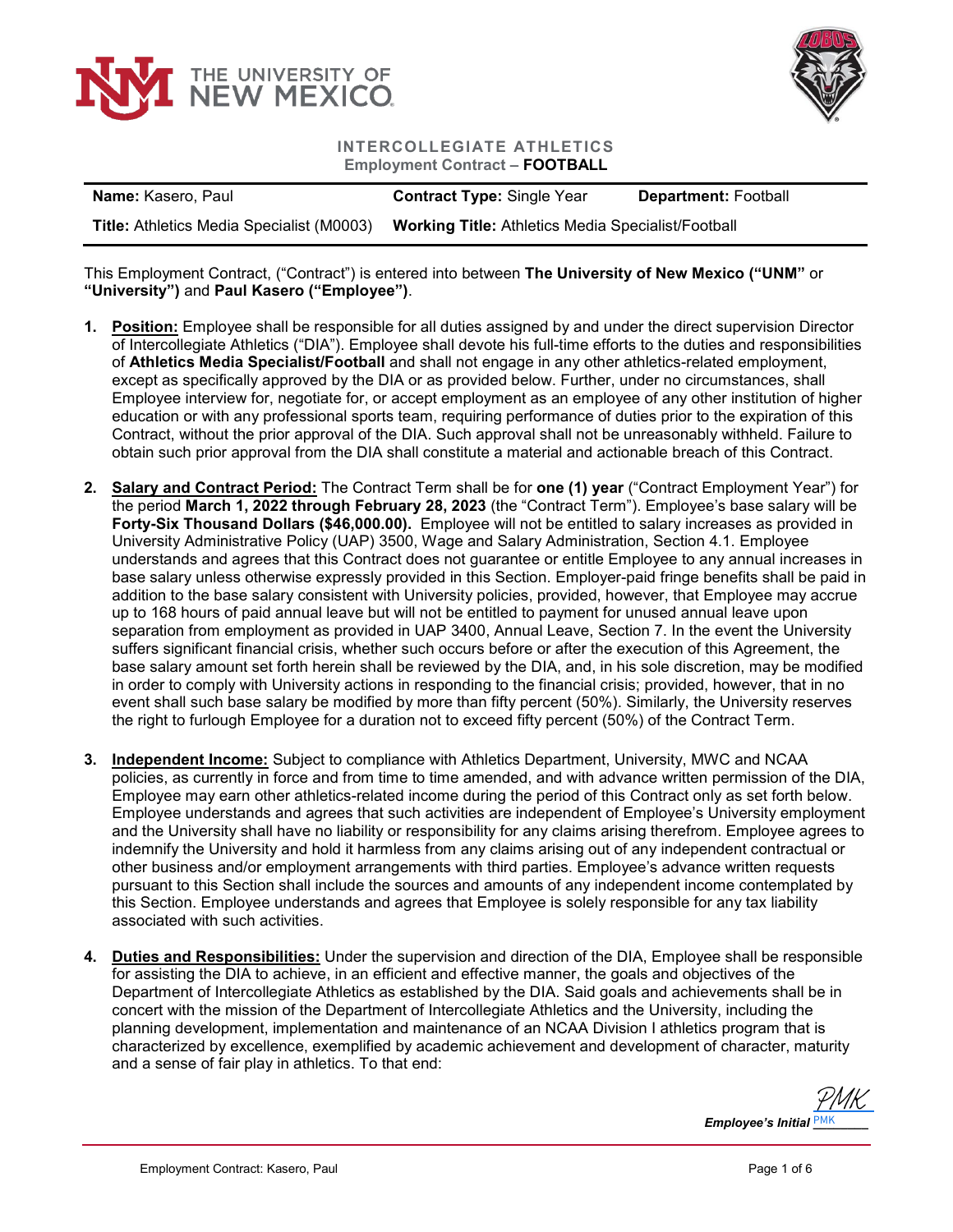THE UNIVERSITY OF NEW MEXICO

**INTERCOLLEGIATE ATHLETICS**
**Employment Contract – FOOTBALL**

| **Name:** Kasero, Paul | **Contract Type:** Single Year | **Department:** Football |
|---|---|---|
| **Title:** Athletics Media Specialist (M0003) | **Working Title:** Athletics Media Specialist/Football | |

This Employment Contract, ("Contract") is entered into between **The University of New Mexico ("UNM"** or **"University")** and **Paul Kasero ("Employee")**.

1. **Position:** Employee shall be responsible for all duties assigned by and under the direct supervision Director of Intercollegiate Athletics ("DIA"). Employee shall devote his full-time efforts to the duties and responsibilities of **Athletics Media Specialist/Football** and shall not engage in any other athletics-related employment, except as specifically approved by the DIA or as provided below. Further, under no circumstances, shall Employee interview for, negotiate for, or accept employment as an employee of any other institution of higher education or with any professional sports team, requiring performance of duties prior to the expiration of this Contract, without the prior approval of the DIA. Such approval shall not be unreasonably withheld. Failure to obtain such prior approval from the DIA shall constitute a material and actionable breach of this Contract.

2. **Salary and Contract Period:** The Contract Term shall be for **one (1) year** ("Contract Employment Year") for the period **March 1, 2022 through February 28, 2023** (the "Contract Term"). Employee's base salary will be **Forty-Six Thousand Dollars ($46,000.00).** Employee will not be entitled to salary increases as provided in University Administrative Policy (UAP) 3500, Wage and Salary Administration, Section 4.1. Employee understands and agrees that this Contract does not guarantee or entitle Employee to any annual increases in base salary unless otherwise expressly provided in this Section. Employer-paid fringe benefits shall be paid in addition to the base salary consistent with University policies, provided, however, that Employee may accrue up to 168 hours of paid annual leave but will not be entitled to payment for unused annual leave upon separation from employment as provided in UAP 3400, Annual Leave, Section 7. In the event the University suffers significant financial crisis, whether such occurs before or after the execution of this Agreement, the base salary amount set forth herein shall be reviewed by the DIA, and, in his sole discretion, may be modified in order to comply with University actions in responding to the financial crisis; provided, however, that in no event shall such base salary be modified by more than fifty percent (50%). Similarly, the University reserves the right to furlough Employee for a duration not to exceed fifty percent (50%) of the Contract Term.

3. **Independent Income:** Subject to compliance with Athletics Department, University, MWC and NCAA policies, as currently in force and from time to time amended, and with advance written permission of the DIA, Employee may earn other athletics-related income during the period of this Contract only as set forth below. Employee understands and agrees that such activities are independent of Employee's University employment and the University shall have no liability or responsibility for any claims arising therefrom. Employee agrees to indemnify the University and hold it harmless from any claims arising out of any independent contractual or other business and/or employment arrangements with third parties. Employee's advance written requests pursuant to this Section shall include the sources and amounts of any independent income contemplated by this Section. Employee understands and agrees that Employee is solely responsible for any tax liability associated with such activities.

4. **Duties and Responsibilities:** Under the supervision and direction of the DIA, Employee shall be responsible for assisting the DIA to achieve, in an efficient and effective manner, the goals and objectives of the Department of Intercollegiate Athletics as established by the DIA. Said goals and achievements shall be in concert with the mission of the Department of Intercollegiate Athletics and the University, including the planning development, implementation and maintenance of an NCAA Division I athletics program that is characterized by excellence, exemplified by academic achievement and development of character, maturity and a sense of fair play in athletics. To that end:

*Employee's Initial* PMK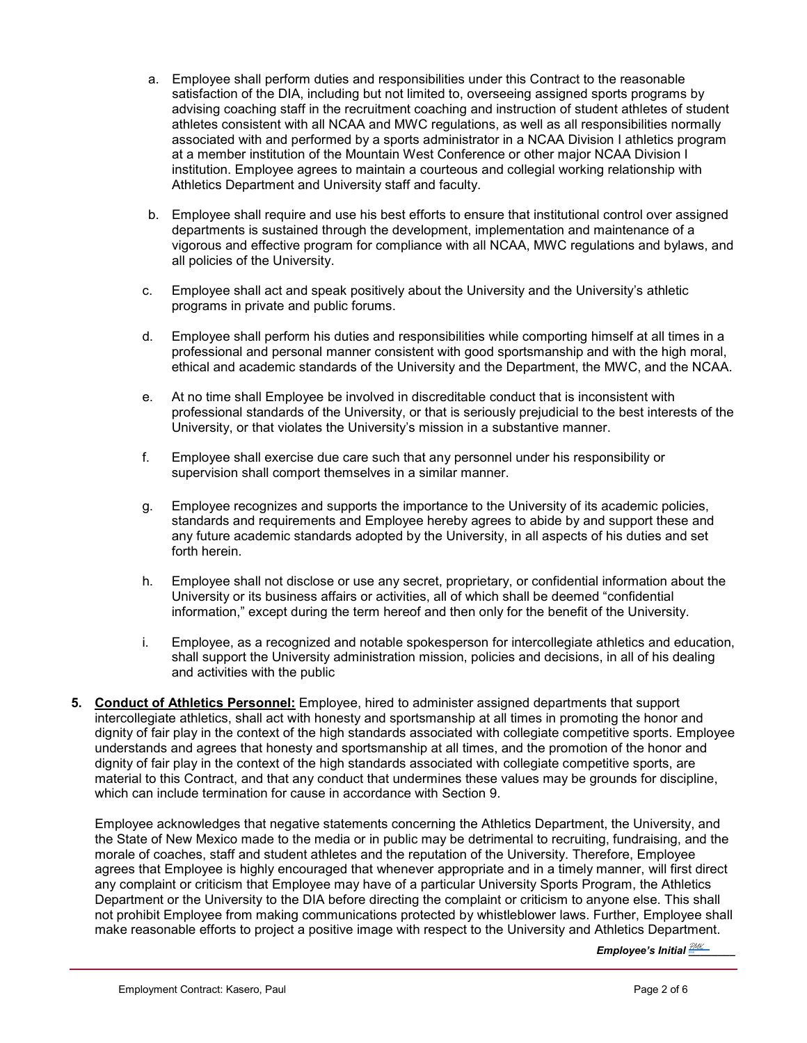a. Employee shall perform duties and responsibilities under this Contract to the reasonable satisfaction of the DIA, including but not limited to, overseeing assigned sports programs by advising coaching staff in the recruitment coaching and instruction of student athletes of student athletes consistent with all NCAA and MWC regulations, as well as all responsibilities normally associated with and performed by a sports administrator in a NCAA Division I athletics program at a member institution of the Mountain West Conference or other major NCAA Division I institution. Employee agrees to maintain a courteous and collegial working relationship with Athletics Department and University staff and faculty.

b. Employee shall require and use his best efforts to ensure that institutional control over assigned departments is sustained through the development, implementation and maintenance of a vigorous and effective program for compliance with all NCAA, MWC regulations and bylaws, and all policies of the University.

c. Employee shall act and speak positively about the University and the University's athletic programs in private and public forums.

d. Employee shall perform his duties and responsibilities while comporting himself at all times in a professional and personal manner consistent with good sportsmanship and with the high moral, ethical and academic standards of the University and the Department, the MWC, and the NCAA.

e. At no time shall Employee be involved in discreditable conduct that is inconsistent with professional standards of the University, or that is seriously prejudicial to the best interests of the University, or that violates the University's mission in a substantive manner.

f. Employee shall exercise due care such that any personnel under his responsibility or supervision shall comport themselves in a similar manner.

g. Employee recognizes and supports the importance to the University of its academic policies, standards and requirements and Employee hereby agrees to abide by and support these and any future academic standards adopted by the University, in all aspects of his duties and set forth herein.

h. Employee shall not disclose or use any secret, proprietary, or confidential information about the University or its business affairs or activities, all of which shall be deemed "confidential information," except during the term hereof and then only for the benefit of the University.

i. Employee, as a recognized and notable spokesperson for intercollegiate athletics and education, shall support the University administration mission, policies and decisions, in all of his dealing and activities with the public

**5. Conduct of Athletics Personnel:** Employee, hired to administer assigned departments that support intercollegiate athletics, shall act with honesty and sportsmanship at all times in promoting the honor and dignity of fair play in the context of the high standards associated with collegiate competitive sports. Employee understands and agrees that honesty and sportsmanship at all times, and the promotion of the honor and dignity of fair play in the context of the high standards associated with collegiate competitive sports, are material to this Contract, and that any conduct that undermines these values may be grounds for discipline, which can include termination for cause in accordance with Section 9.

Employee acknowledges that negative statements concerning the Athletics Department, the University, and the State of New Mexico made to the media or in public may be detrimental to recruiting, fundraising, and the morale of coaches, staff and student athletes and the reputation of the University. Therefore, Employee agrees that Employee is highly encouraged that whenever appropriate and in a timely manner, will first direct any complaint or criticism that Employee may have of a particular University Sports Program, the Athletics Department or the University to the DIA before directing the complaint or criticism to anyone else. This shall not prohibit Employee from making communications protected by whistleblower laws. Further, Employee shall make reasonable efforts to project a positive image with respect to the University and Athletics Department.

***Employee's Initial*** PMK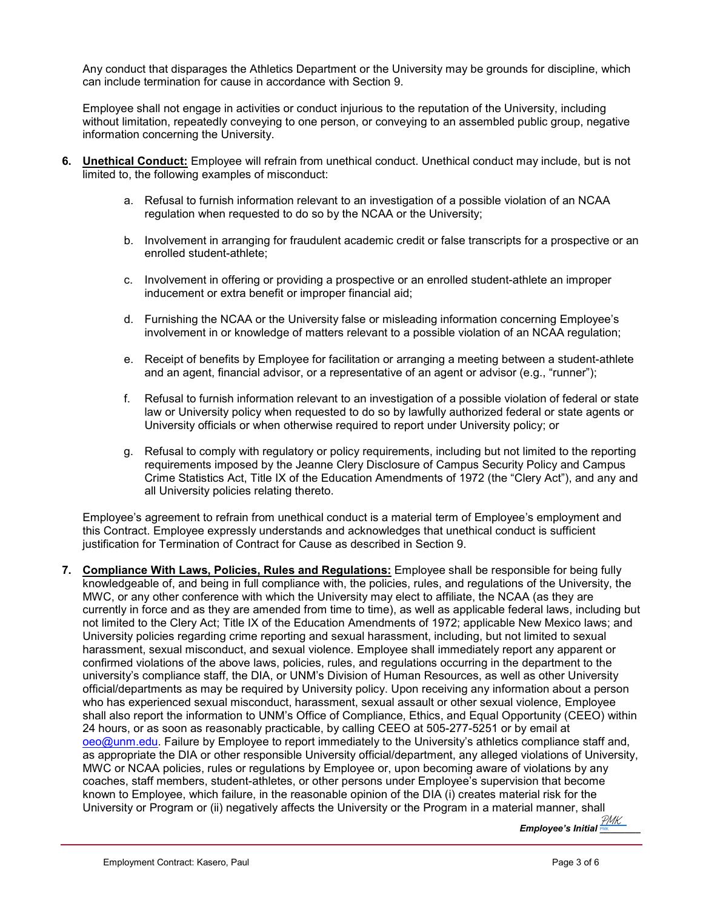Any conduct that disparages the Athletics Department or the University may be grounds for discipline, which can include termination for cause in accordance with Section 9.

Employee shall not engage in activities or conduct injurious to the reputation of the University, including without limitation, repeatedly conveying to one person, or conveying to an assembled public group, negative information concerning the University.

6. **Unethical Conduct:** Employee will refrain from unethical conduct. Unethical conduct may include, but is not limited to, the following examples of misconduct:

   a. Refusal to furnish information relevant to an investigation of a possible violation of an NCAA regulation when requested to do so by the NCAA or the University;

   b. Involvement in arranging for fraudulent academic credit or false transcripts for a prospective or an enrolled student-athlete;

   c. Involvement in offering or providing a prospective or an enrolled student-athlete an improper inducement or extra benefit or improper financial aid;

   d. Furnishing the NCAA or the University false or misleading information concerning Employee's involvement in or knowledge of matters relevant to a possible violation of an NCAA regulation;

   e. Receipt of benefits by Employee for facilitation or arranging a meeting between a student-athlete and an agent, financial advisor, or a representative of an agent or advisor (e.g., "runner");

   f. Refusal to furnish information relevant to an investigation of a possible violation of federal or state law or University policy when requested to do so by lawfully authorized federal or state agents or University officials or when otherwise required to report under University policy; or

   g. Refusal to comply with regulatory or policy requirements, including but not limited to the reporting requirements imposed by the Jeanne Clery Disclosure of Campus Security Policy and Campus Crime Statistics Act, Title IX of the Education Amendments of 1972 (the "Clery Act"), and any and all University policies relating thereto.

Employee's agreement to refrain from unethical conduct is a material term of Employee's employment and this Contract. Employee expressly understands and acknowledges that unethical conduct is sufficient justification for Termination of Contract for Cause as described in Section 9.

7. **Compliance With Laws, Policies, Rules and Regulations:** Employee shall be responsible for being fully knowledgeable of, and being in full compliance with, the policies, rules, and regulations of the University, the MWC, or any other conference with which the University may elect to affiliate, the NCAA (as they are currently in force and as they are amended from time to time), as well as applicable federal laws, including but not limited to the Clery Act; Title IX of the Education Amendments of 1972; applicable New Mexico laws; and University policies regarding crime reporting and sexual harassment, including, but not limited to sexual harassment, sexual misconduct, and sexual violence. Employee shall immediately report any apparent or confirmed violations of the above laws, policies, rules, and regulations occurring in the department to the university's compliance staff, the DIA, or UNM's Division of Human Resources, as well as other University official/departments as may be required by University policy. Upon receiving any information about a person who has experienced sexual misconduct, harassment, sexual assault or other sexual violence, Employee shall also report the information to UNM's Office of Compliance, Ethics, and Equal Opportunity (CEEO) within 24 hours, or as soon as reasonably practicable, by calling CEEO at 505-277-5251 or by email at oeo@unm.edu. Failure by Employee to report immediately to the University's athletics compliance staff and, as appropriate the DIA or other responsible University official/department, any alleged violations of University, MWC or NCAA policies, rules or regulations by Employee or, upon becoming aware of violations by any coaches, staff members, student-athletes, or other persons under Employee's supervision that become known to Employee, which failure, in the reasonable opinion of the DIA (i) creates material risk for the University or Program or (ii) negatively affects the University or the Program in a material manner, shall

***Employee's Initial*** PMK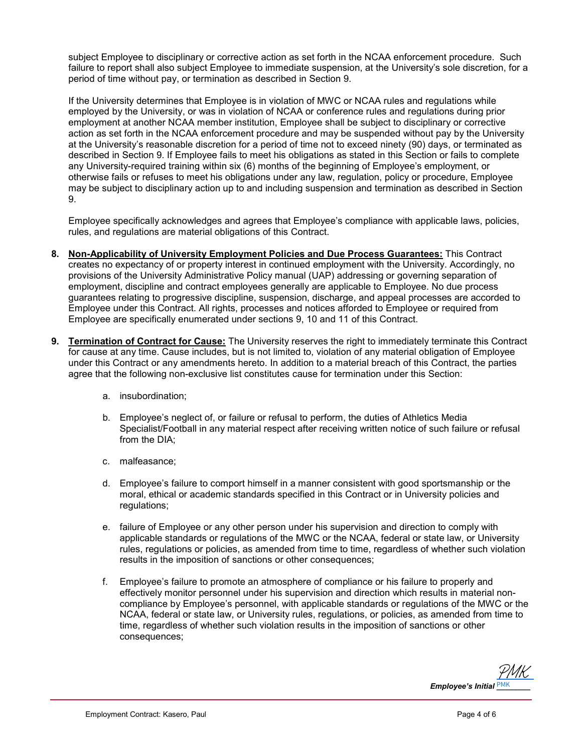subject Employee to disciplinary or corrective action as set forth in the NCAA enforcement procedure. Such failure to report shall also subject Employee to immediate suspension, at the University's sole discretion, for a period of time without pay, or termination as described in Section 9.

If the University determines that Employee is in violation of MWC or NCAA rules and regulations while employed by the University, or was in violation of NCAA or conference rules and regulations during prior employment at another NCAA member institution, Employee shall be subject to disciplinary or corrective action as set forth in the NCAA enforcement procedure and may be suspended without pay by the University at the University's reasonable discretion for a period of time not to exceed ninety (90) days, or terminated as described in Section 9. If Employee fails to meet his obligations as stated in this Section or fails to complete any University-required training within six (6) months of the beginning of Employee's employment, or otherwise fails or refuses to meet his obligations under any law, regulation, policy or procedure, Employee may be subject to disciplinary action up to and including suspension and termination as described in Section 9.

Employee specifically acknowledges and agrees that Employee's compliance with applicable laws, policies, rules, and regulations are material obligations of this Contract.

8. **Non-Applicability of University Employment Policies and Due Process Guarantees:** This Contract creates no expectancy of or property interest in continued employment with the University. Accordingly, no provisions of the University Administrative Policy manual (UAP) addressing or governing separation of employment, discipline and contract employees generally are applicable to Employee. No due process guarantees relating to progressive discipline, suspension, discharge, and appeal processes are accorded to Employee under this Contract. All rights, processes and notices afforded to Employee or required from Employee are specifically enumerated under sections 9, 10 and 11 of this Contract.

9. **Termination of Contract for Cause:** The University reserves the right to immediately terminate this Contract for cause at any time. Cause includes, but is not limited to, violation of any material obligation of Employee under this Contract or any amendments hereto. In addition to a material breach of this Contract, the parties agree that the following non-exclusive list constitutes cause for termination under this Section:

   a. insubordination;

   b. Employee's neglect of, or failure or refusal to perform, the duties of Athletics Media Specialist/Football in any material respect after receiving written notice of such failure or refusal from the DIA;

   c. malfeasance;

   d. Employee's failure to comport himself in a manner consistent with good sportsmanship or the moral, ethical or academic standards specified in this Contract or in University policies and regulations;

   e. failure of Employee or any other person under his supervision and direction to comply with applicable standards or regulations of the MWC or the NCAA, federal or state law, or University rules, regulations or policies, as amended from time to time, regardless of whether such violation results in the imposition of sanctions or other consequences;

   f. Employee's failure to promote an atmosphere of compliance or his failure to properly and effectively monitor personnel under his supervision and direction which results in material non-compliance by Employee's personnel, with applicable standards or regulations of the MWC or the NCAA, federal or state law, or University rules, regulations, or policies, as amended from time to time, regardless of whether such violation results in the imposition of sanctions or other consequences;

*PMK*
***Employee's Initial*** PMK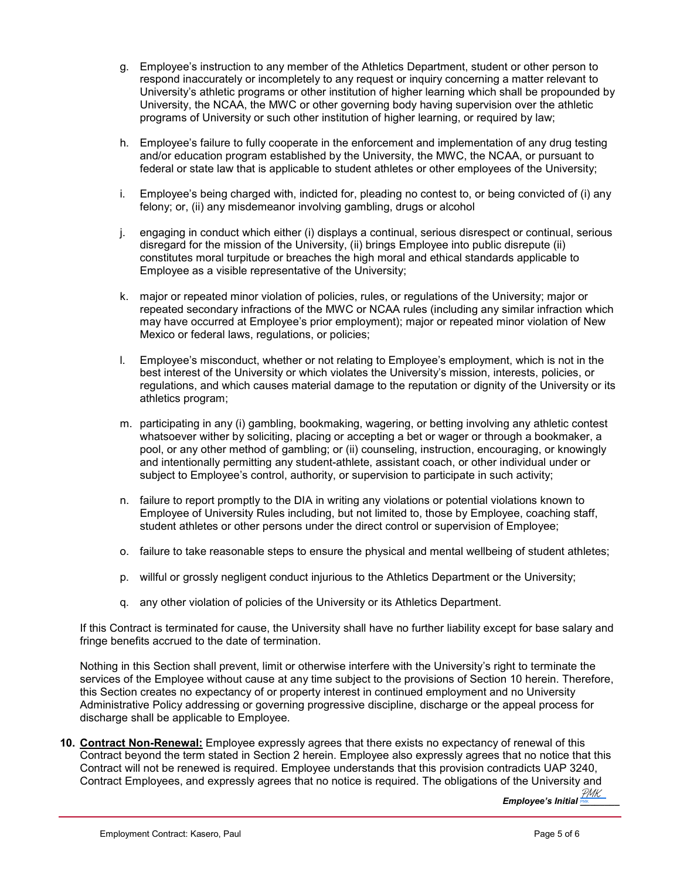g. Employee's instruction to any member of the Athletics Department, student or other person to respond inaccurately or incompletely to any request or inquiry concerning a matter relevant to University's athletic programs or other institution of higher learning which shall be propounded by University, the NCAA, the MWC or other governing body having supervision over the athletic programs of University or such other institution of higher learning, or required by law;

h. Employee's failure to fully cooperate in the enforcement and implementation of any drug testing and/or education program established by the University, the MWC, the NCAA, or pursuant to federal or state law that is applicable to student athletes or other employees of the University;

i. Employee's being charged with, indicted for, pleading no contest to, or being convicted of (i) any felony; or, (ii) any misdemeanor involving gambling, drugs or alcohol

j. engaging in conduct which either (i) displays a continual, serious disrespect or continual, serious disregard for the mission of the University, (ii) brings Employee into public disrepute (ii) constitutes moral turpitude or breaches the high moral and ethical standards applicable to Employee as a visible representative of the University;

k. major or repeated minor violation of policies, rules, or regulations of the University; major or repeated secondary infractions of the MWC or NCAA rules (including any similar infraction which may have occurred at Employee's prior employment); major or repeated minor violation of New Mexico or federal laws, regulations, or policies;

l. Employee's misconduct, whether or not relating to Employee's employment, which is not in the best interest of the University or which violates the University's mission, interests, policies, or regulations, and which causes material damage to the reputation or dignity of the University or its athletics program;

m. participating in any (i) gambling, bookmaking, wagering, or betting involving any athletic contest whatsoever wither by soliciting, placing or accepting a bet or wager or through a bookmaker, a pool, or any other method of gambling; or (ii) counseling, instruction, encouraging, or knowingly and intentionally permitting any student-athlete, assistant coach, or other individual under or subject to Employee's control, authority, or supervision to participate in such activity;

n. failure to report promptly to the DIA in writing any violations or potential violations known to Employee of University Rules including, but not limited to, those by Employee, coaching staff, student athletes or other persons under the direct control or supervision of Employee;

o. failure to take reasonable steps to ensure the physical and mental wellbeing of student athletes;

p. willful or grossly negligent conduct injurious to the Athletics Department or the University;

q. any other violation of policies of the University or its Athletics Department.

If this Contract is terminated for cause, the University shall have no further liability except for base salary and fringe benefits accrued to the date of termination.

Nothing in this Section shall prevent, limit or otherwise interfere with the University's right to terminate the services of the Employee without cause at any time subject to the provisions of Section 10 herein. Therefore, this Section creates no expectancy of or property interest in continued employment and no University Administrative Policy addressing or governing progressive discipline, discharge or the appeal process for discharge shall be applicable to Employee.

10. **Contract Non-Renewal:** Employee expressly agrees that there exists no expectancy of renewal of this Contract beyond the term stated in Section 2 herein. Employee also expressly agrees that no notice that this Contract will not be renewed is required. Employee understands that this provision contradicts UAP 3240, Contract Employees, and expressly agrees that no notice is required. The obligations of the University and

***Employee's Initial*** PMK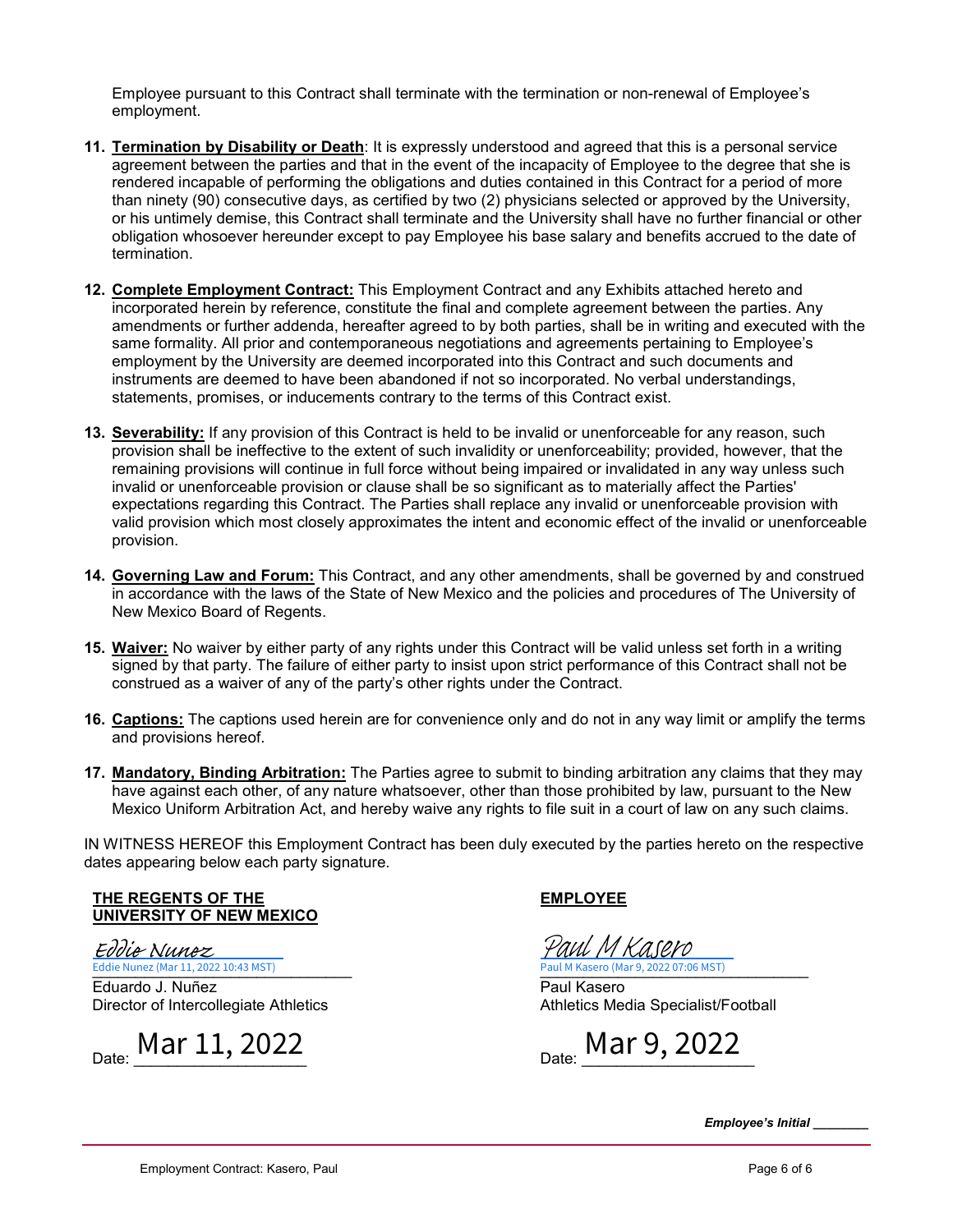Employee pursuant to this Contract shall terminate with the termination or non-renewal of Employee's employment.

11. **Termination by Disability or Death**: It is expressly understood and agreed that this is a personal service agreement between the parties and that in the event of the incapacity of Employee to the degree that she is rendered incapable of performing the obligations and duties contained in this Contract for a period of more than ninety (90) consecutive days, as certified by two (2) physicians selected or approved by the University, or his untimely demise, this Contract shall terminate and the University shall have no further financial or other obligation whosoever hereunder except to pay Employee his base salary and benefits accrued to the date of termination.

12. **Complete Employment Contract:** This Employment Contract and any Exhibits attached hereto and incorporated herein by reference, constitute the final and complete agreement between the parties. Any amendments or further addenda, hereafter agreed to by both parties, shall be in writing and executed with the same formality. All prior and contemporaneous negotiations and agreements pertaining to Employee's employment by the University are deemed incorporated into this Contract and such documents and instruments are deemed to have been abandoned if not so incorporated. No verbal understandings, statements, promises, or inducements contrary to the terms of this Contract exist.

13. **Severability:** If any provision of this Contract is held to be invalid or unenforceable for any reason, such provision shall be ineffective to the extent of such invalidity or unenforceability; provided, however, that the remaining provisions will continue in full force without being impaired or invalidated in any way unless such invalid or unenforceable provision or clause shall be so significant as to materially affect the Parties' expectations regarding this Contract. The Parties shall replace any invalid or unenforceable provision with valid provision which most closely approximates the intent and economic effect of the invalid or unenforceable provision.

14. **Governing Law and Forum:** This Contract, and any other amendments, shall be governed by and construed in accordance with the laws of the State of New Mexico and the policies and procedures of The University of New Mexico Board of Regents.

15. **Waiver:** No waiver by either party of any rights under this Contract will be valid unless set forth in a writing signed by that party. The failure of either party to insist upon strict performance of this Contract shall not be construed as a waiver of any of the party's other rights under the Contract.

16. **Captions:** The captions used herein are for convenience only and do not in any way limit or amplify the terms and provisions hereof.

17. **Mandatory, Binding Arbitration:** The Parties agree to submit to binding arbitration any claims that they may have against each other, of any nature whatsoever, other than those prohibited by law, pursuant to the New Mexico Uniform Arbitration Act, and hereby waive any rights to file suit in a court of law on any such claims.

IN WITNESS HEREOF this Employment Contract has been duly executed by the parties hereto on the respective dates appearing below each party signature.

**THE REGENTS OF THE UNIVERSITY OF NEW MEXICO**

Eddie Nunez
Eddie Nunez (Mar 11, 2022 10:43 MST)

Eduardo J. Nuñez
Director of Intercollegiate Athletics

Date: Mar 11, 2022

**EMPLOYEE**

Paul M Kasero
Paul M Kasero (Mar 9, 2022 07:06 MST)

Paul Kasero
Athletics Media Specialist/Football

Date: Mar 9, 2022

*Employee's Initial* ________

Employment Contract: Kasero, Paul